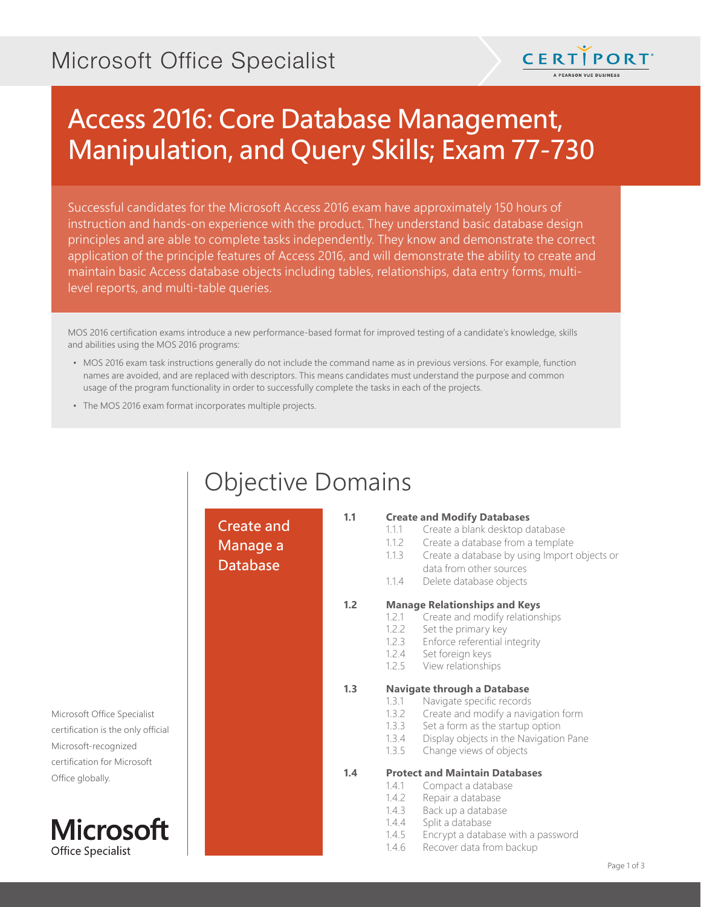Microsoft Office Specialist

# Access 2016: Core Database Management, Manipulation, and Query Skills; Exam 77-730

Successful candidates for the Microsoft Access 2016 exam have approximately 150 hours of instruction and hands-on experience with the product. They understand basic database design principles and are able to complete tasks independently. They know and demonstrate the correct application of the principle features of Access 2016, and will demonstrate the ability to create and maintain basic Access database objects including tables, relationships, data entry forms, multi-level reports, and multi-table queries.

MOS 2016 certification exams introduce a new performance-based format for improved testing of a candidate's knowledge, skills and abilities using the MOS 2016 programs:

- MOS 2016 exam task instructions generally do not include the command name as in previous versions. For example, function names are avoided, and are replaced with descriptors. This means candidates must understand the purpose and common usage of the program functionality in order to successfully complete the tasks in each of the projects.
- The MOS 2016 exam format incorporates multiple projects.

## Objective Domains

### Create and Manage a Database

**1.1 Create and Modify Databases**

- 1.1.1 Create a blank desktop database
- 1.1.2 Create a database from a template
- 1.1.3 Create a database by using Import objects or data from other sources
- 1.1.4 Delete database objects

**1.2 Manage Relationships and Keys**

- 1.2.1 Create and modify relationships
- 1.2.2 Set the primary key
- 1.2.3 Enforce referential integrity
- 1.2.4 Set foreign keys
- 1.2.5 View relationships

**1.3 Navigate through a Database**

- 1.3.1 Navigate specific records
- 1.3.2 Create and modify a navigation form
- 1.3.3 Set a form as the startup option
- 1.3.4 Display objects in the Navigation Pane
- 1.3.5 Change views of objects

**1.4 Protect and Maintain Databases**

- 1.4.1 Compact a database
- 1.4.2 Repair a database
- 1.4.3 Back up a database
- 1.4.4 Split a database
- 1.4.5 Encrypt a database with a password
- 1.4.6 Recover data from backup

Microsoft Office Specialist certification is the only official Microsoft-recognized certification for Microsoft Office globally.

Microsoft Office Specialist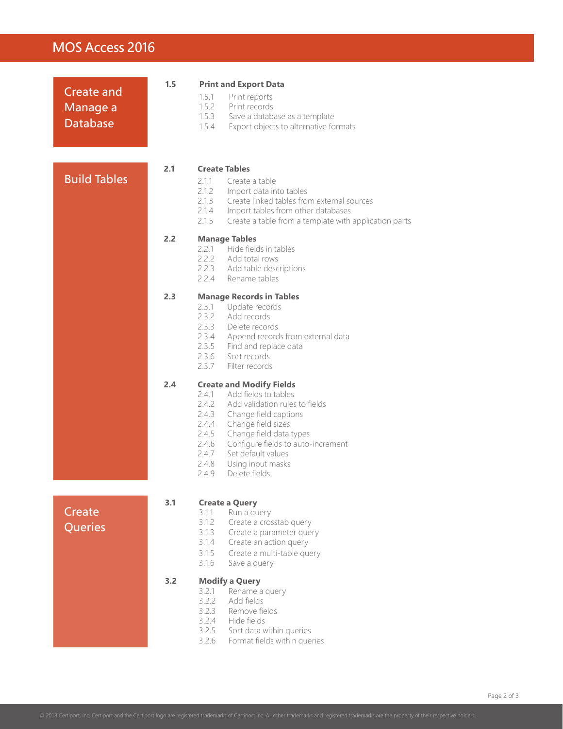# MOS Access 2016

## Create and Manage a Database

### 1.5 Print and Export Data

- 1.5.1 Print reports
- 1.5.2 Print records
- 1.5.3 Save a database as a template
- 1.5.4 Export objects to alternative formats

## Build Tables

### 2.1 Create Tables

- 2.1.1 Create a table
- 2.1.2 Import data into tables
- 2.1.3 Create linked tables from external sources
- 2.1.4 Import tables from other databases
- 2.1.5 Create a table from a template with application parts

### 2.2 Manage Tables

- 2.2.1 Hide fields in tables
- 2.2.2 Add total rows
- 2.2.3 Add table descriptions
- 2.2.4 Rename tables

### 2.3 Manage Records in Tables

- 2.3.1 Update records
- 2.3.2 Add records
- 2.3.3 Delete records
- 2.3.4 Append records from external data
- 2.3.5 Find and replace data
- 2.3.6 Sort records
- 2.3.7 Filter records

### 2.4 Create and Modify Fields

- 2.4.1 Add fields to tables
- 2.4.2 Add validation rules to fields
- 2.4.3 Change field captions
- 2.4.4 Change field sizes
- 2.4.5 Change field data types
- 2.4.6 Configure fields to auto-increment
- 2.4.7 Set default values
- 2.4.8 Using input masks
- 2.4.9 Delete fields

## Create Queries

### 3.1 Create a Query

- 3.1.1 Run a query
- 3.1.2 Create a crosstab query
- 3.1.3 Create a parameter query
- 3.1.4 Create an action query
- 3.1.5 Create a multi-table query
- 3.1.6 Save a query

### 3.2 Modify a Query

- 3.2.1 Rename a query
- 3.2.2 Add fields
- 3.2.3 Remove fields
- 3.2.4 Hide fields
- 3.2.5 Sort data within queries
- 3.2.6 Format fields within queries

© 2018 Certiport, Inc. Certiport and the Certiport logo are registered trademarks of Certiport Inc. All other trademarks and registered trademarks are the property of their respective holders.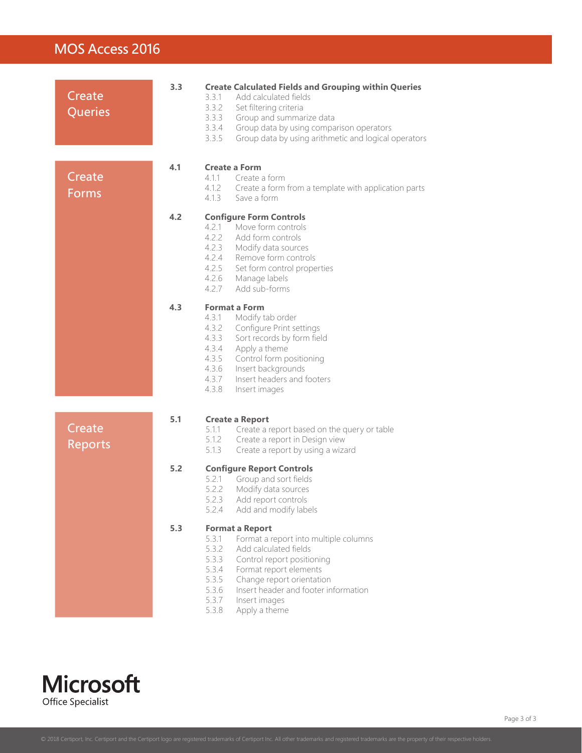# MOS Access 2016

## Create Queries

**3.3 Create Calculated Fields and Grouping within Queries**

- 3.3.1 Add calculated fields
- 3.3.2 Set filtering criteria
- 3.3.3 Group and summarize data
- 3.3.4 Group data by using comparison operators
- 3.3.5 Group data by using arithmetic and logical operators

## Create Forms

**4.1 Create a Form**

- 4.1.1 Create a form
- 4.1.2 Create a form from a template with application parts
- 4.1.3 Save a form

**4.2 Configure Form Controls**

- 4.2.1 Move form controls
- 4.2.2 Add form controls
- 4.2.3 Modify data sources
- 4.2.4 Remove form controls
- 4.2.5 Set form control properties
- 4.2.6 Manage labels
- 4.2.7 Add sub-forms

**4.3 Format a Form**

- 4.3.1 Modify tab order
- 4.3.2 Configure Print settings
- 4.3.3 Sort records by form field
- 4.3.4 Apply a theme
- 4.3.5 Control form positioning
- 4.3.6 Insert backgrounds
- 4.3.7 Insert headers and footers
- 4.3.8 Insert images

## Create Reports

**5.1 Create a Report**

- 5.1.1 Create a report based on the query or table
- 5.1.2 Create a report in Design view
- 5.1.3 Create a report by using a wizard

**5.2 Configure Report Controls**

- 5.2.1 Group and sort fields
- 5.2.2 Modify data sources
- 5.2.3 Add report controls
- 5.2.4 Add and modify labels

**5.3 Format a Report**

- 5.3.1 Format a report into multiple columns
- 5.3.2 Add calculated fields
- 5.3.3 Control report positioning
- 5.3.4 Format report elements
- 5.3.5 Change report orientation
- 5.3.6 Insert header and footer information
- 5.3.7 Insert images
- 5.3.8 Apply a theme

Microsoft
Office Specialist

© 2018 Certiport, Inc. Certiport and the Certiport logo are registered trademarks of Certiport Inc. All other trademarks and registered trademarks are the property of their respective holders.